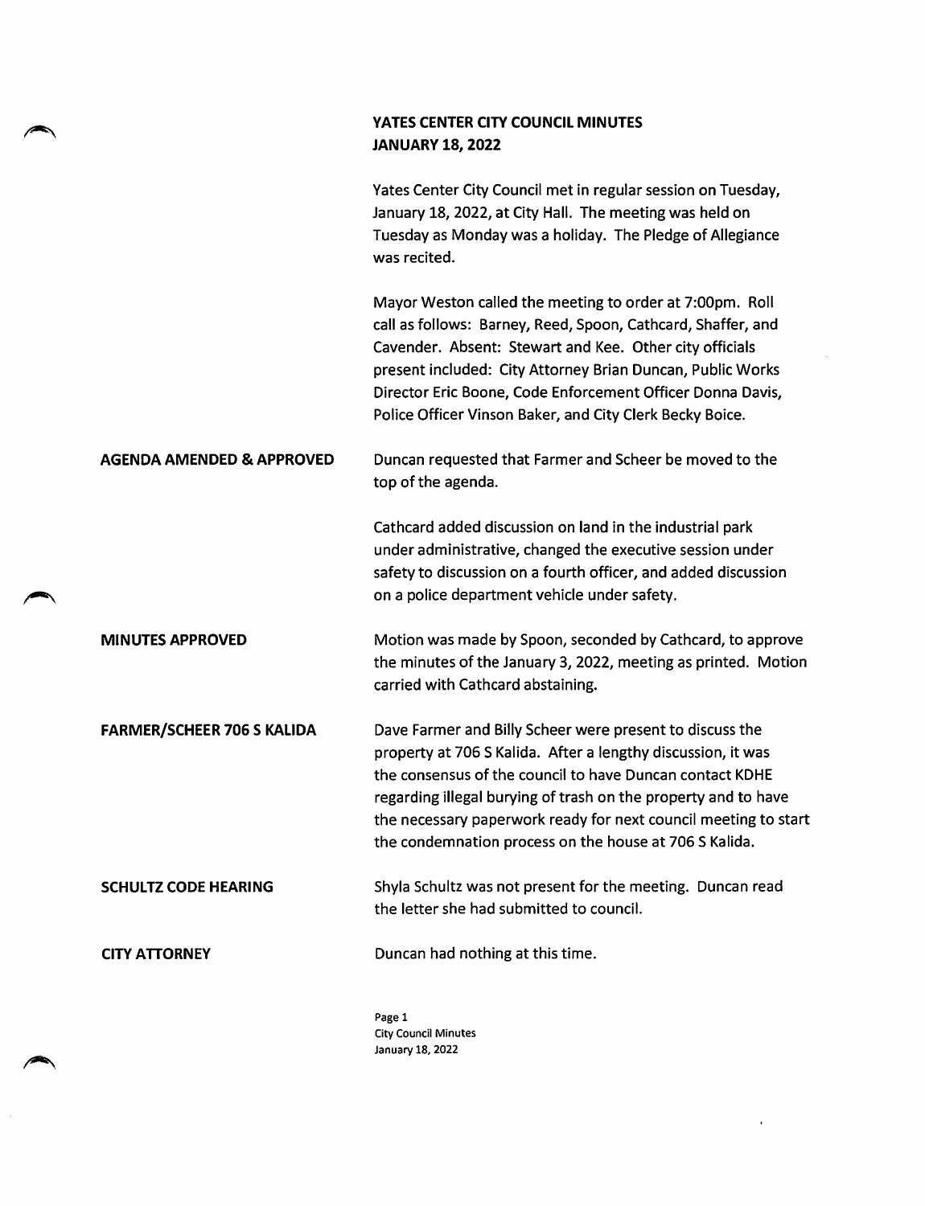# YATES CENTER CITY COUNCIL MINUTES
## JANUARY 18, 2022

Yates Center City Council met in regular session on Tuesday, January 18, 2022, at City Hall. The meeting was held on Tuesday as Monday was a holiday. The Pledge of Allegiance was recited.

Mayor Weston called the meeting to order at 7:00pm. Roll call as follows: Barney, Reed, Spoon, Cathcard, Shaffer, and Cavender. Absent: Stewart and Kee. Other city officials present included: City Attorney Brian Duncan, Public Works Director Eric Boone, Code Enforcement Officer Donna Davis, Police Officer Vinson Baker, and City Clerk Becky Boice.

**AGENDA AMENDED & APPROVED**

Duncan requested that Farmer and Scheer be moved to the top of the agenda.

Cathcard added discussion on land in the industrial park under administrative, changed the executive session under safety to discussion on a fourth officer, and added discussion on a police department vehicle under safety.

**MINUTES APPROVED**

Motion was made by Spoon, seconded by Cathcard, to approve the minutes of the January 3, 2022, meeting as printed. Motion carried with Cathcard abstaining.

**FARMER/SCHEER 706 S KALIDA**

Dave Farmer and Billy Scheer were present to discuss the property at 706 S Kalida. After a lengthy discussion, it was the consensus of the council to have Duncan contact KDHE regarding illegal burying of trash on the property and to have the necessary paperwork ready for next council meeting to start the condemnation process on the house at 706 S Kalida.

**SCHULTZ CODE HEARING**

Shyla Schultz was not present for the meeting. Duncan read the letter she had submitted to council.

**CITY ATTORNEY**

Duncan had nothing at this time.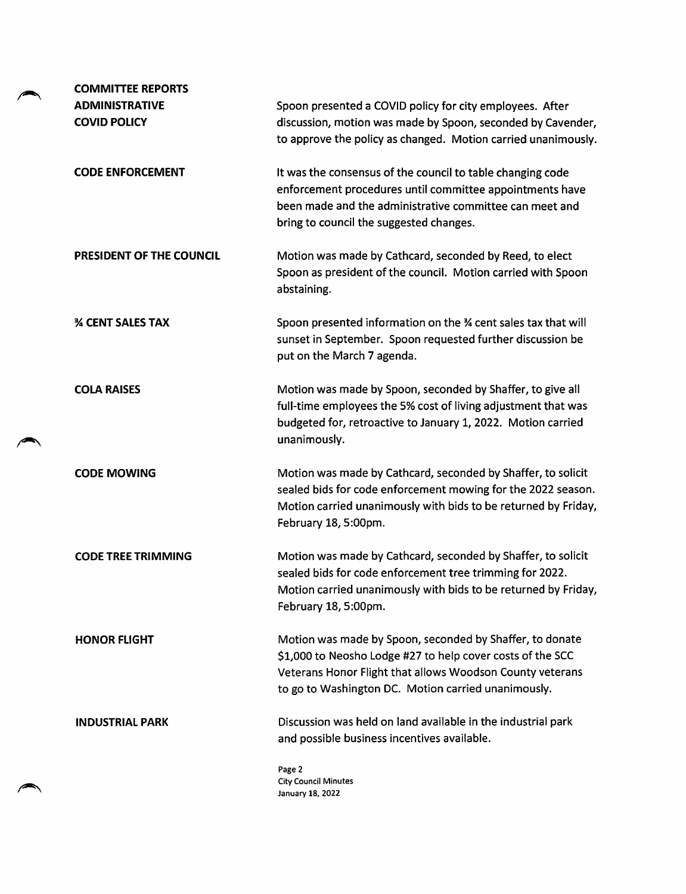**COMMITTEE REPORTS**

**ADMINISTRATIVE**

**COVID POLICY**

Spoon presented a COVID policy for city employees. After discussion, motion was made by Spoon, seconded by Cavender, to approve the policy as changed. Motion carried unanimously.

**CODE ENFORCEMENT**

It was the consensus of the council to table changing code enforcement procedures until committee appointments have been made and the administrative committee can meet and bring to council the suggested changes.

**PRESIDENT OF THE COUNCIL**

Motion was made by Cathcard, seconded by Reed, to elect Spoon as president of the council. Motion carried with Spoon abstaining.

**¾ CENT SALES TAX**

Spoon presented information on the ¾ cent sales tax that will sunset in September. Spoon requested further discussion be put on the March 7 agenda.

**COLA RAISES**

Motion was made by Spoon, seconded by Shaffer, to give all full-time employees the 5% cost of living adjustment that was budgeted for, retroactive to January 1, 2022. Motion carried unanimously.

**CODE MOWING**

Motion was made by Cathcard, seconded by Shaffer, to solicit sealed bids for code enforcement mowing for the 2022 season. Motion carried unanimously with bids to be returned by Friday, February 18, 5:00pm.

**CODE TREE TRIMMING**

Motion was made by Cathcard, seconded by Shaffer, to solicit sealed bids for code enforcement tree trimming for 2022. Motion carried unanimously with bids to be returned by Friday, February 18, 5:00pm.

**HONOR FLIGHT**

Motion was made by Spoon, seconded by Shaffer, to donate $1,000 to Neosho Lodge #27 to help cover costs of the SCC Veterans Honor Flight that allows Woodson County veterans to go to Washington DC. Motion carried unanimously.

**INDUSTRIAL PARK**

Discussion was held on land available in the industrial park and possible business incentives available.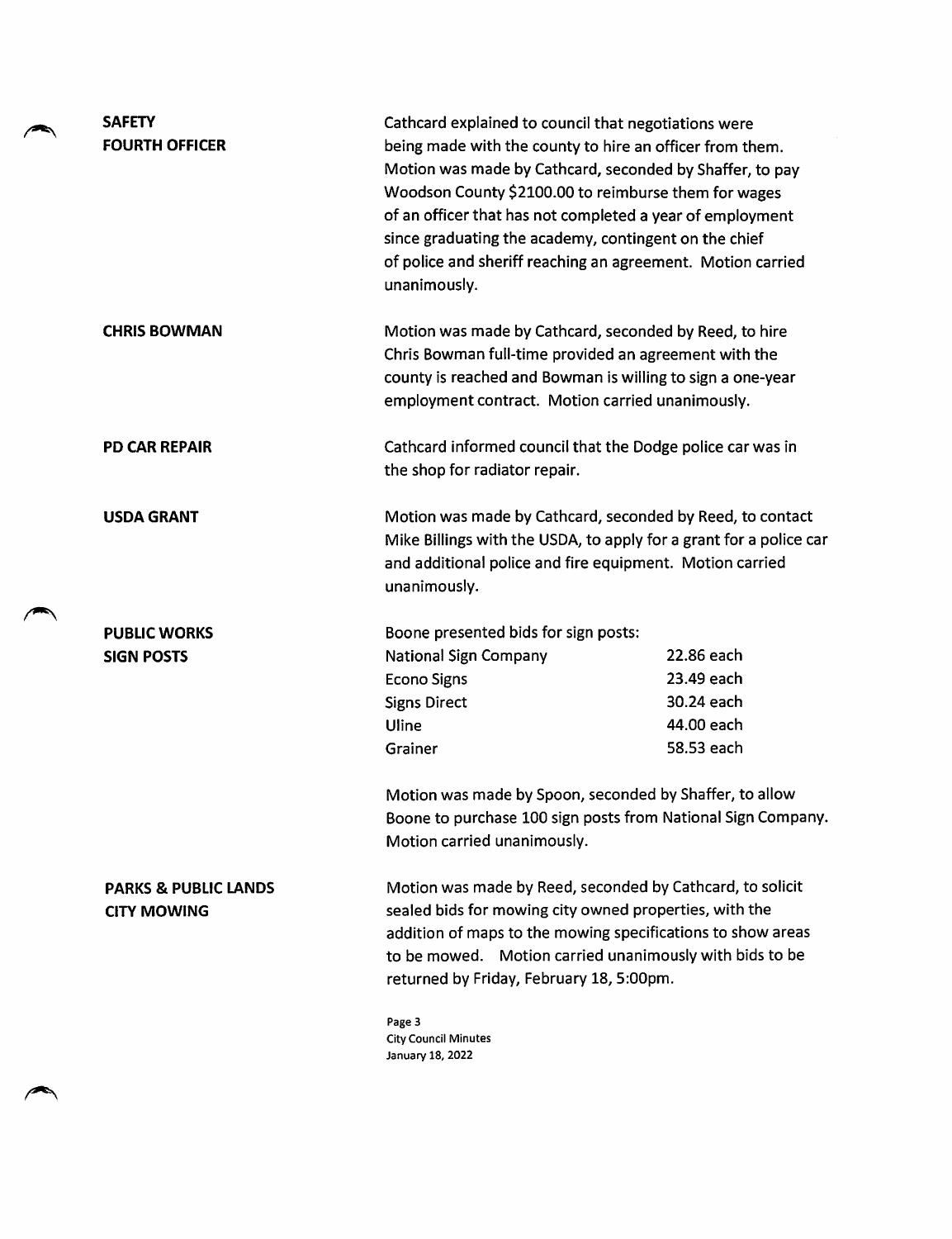**SAFETY**

**FOURTH OFFICER**

Cathcard explained to council that negotiations were being made with the county to hire an officer from them. Motion was made by Cathcard, seconded by Shaffer, to pay Woodson County $2100.00 to reimburse them for wages of an officer that has not completed a year of employment since graduating the academy, contingent on the chief of police and sheriff reaching an agreement. Motion carried unanimously.

**CHRIS BOWMAN**

Motion was made by Cathcard, seconded by Reed, to hire Chris Bowman full-time provided an agreement with the county is reached and Bowman is willing to sign a one-year employment contract. Motion carried unanimously.

**PD CAR REPAIR**

Cathcard informed council that the Dodge police car was in the shop for radiator repair.

**USDA GRANT**

Motion was made by Cathcard, seconded by Reed, to contact Mike Billings with the USDA, to apply for a grant for a police car and additional police and fire equipment. Motion carried unanimously.

**PUBLIC WORKS**

**SIGN POSTS**

Boone presented bids for sign posts:

| | |
|---|---|
| National Sign Company | 22.86 each |
| Econo Signs | 23.49 each |
| Signs Direct | 30.24 each |
| Uline | 44.00 each |
| Grainer | 58.53 each |

Motion was made by Spoon, seconded by Shaffer, to allow Boone to purchase 100 sign posts from National Sign Company. Motion carried unanimously.

**PARKS & PUBLIC LANDS**

**CITY MOWING**

Motion was made by Reed, seconded by Cathcard, to solicit sealed bids for mowing city owned properties, with the addition of maps to the mowing specifications to show areas to be mowed. Motion carried unanimously with bids to be returned by Friday, February 18, 5:00pm.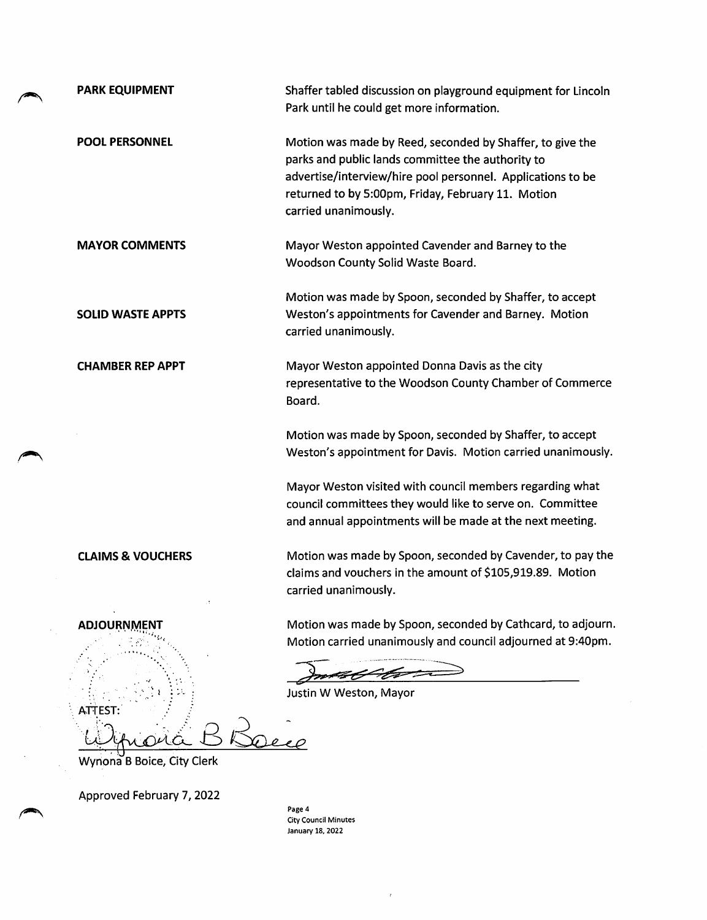**PARK EQUIPMENT**

Shaffer tabled discussion on playground equipment for Lincoln Park until he could get more information.

**POOL PERSONNEL**

Motion was made by Reed, seconded by Shaffer, to give the parks and public lands committee the authority to advertise/interview/hire pool personnel. Applications to be returned to by 5:00pm, Friday, February 11. Motion carried unanimously.

**MAYOR COMMENTS**

Mayor Weston appointed Cavender and Barney to the Woodson County Solid Waste Board.

**SOLID WASTE APPTS**

Motion was made by Spoon, seconded by Shaffer, to accept Weston's appointments for Cavender and Barney. Motion carried unanimously.

**CHAMBER REP APPT**

Mayor Weston appointed Donna Davis as the city representative to the Woodson County Chamber of Commerce Board.

Motion was made by Spoon, seconded by Shaffer, to accept Weston's appointment for Davis. Motion carried unanimously.

Mayor Weston visited with council members regarding what council committees they would like to serve on. Committee and annual appointments will be made at the next meeting.

**CLAIMS & VOUCHERS**

Motion was made by Spoon, seconded by Cavender, to pay the claims and vouchers in the amount of $105,919.89. Motion carried unanimously.

**ADJOURNMENT**

Motion was made by Spoon, seconded by Cathcard, to adjourn. Motion carried unanimously and council adjourned at 9:40pm.

Justin W Weston, Mayor

ATTEST:

Wynona B Boice, City Clerk

Approved February 7, 2022

City Council Minutes
January 18, 2022